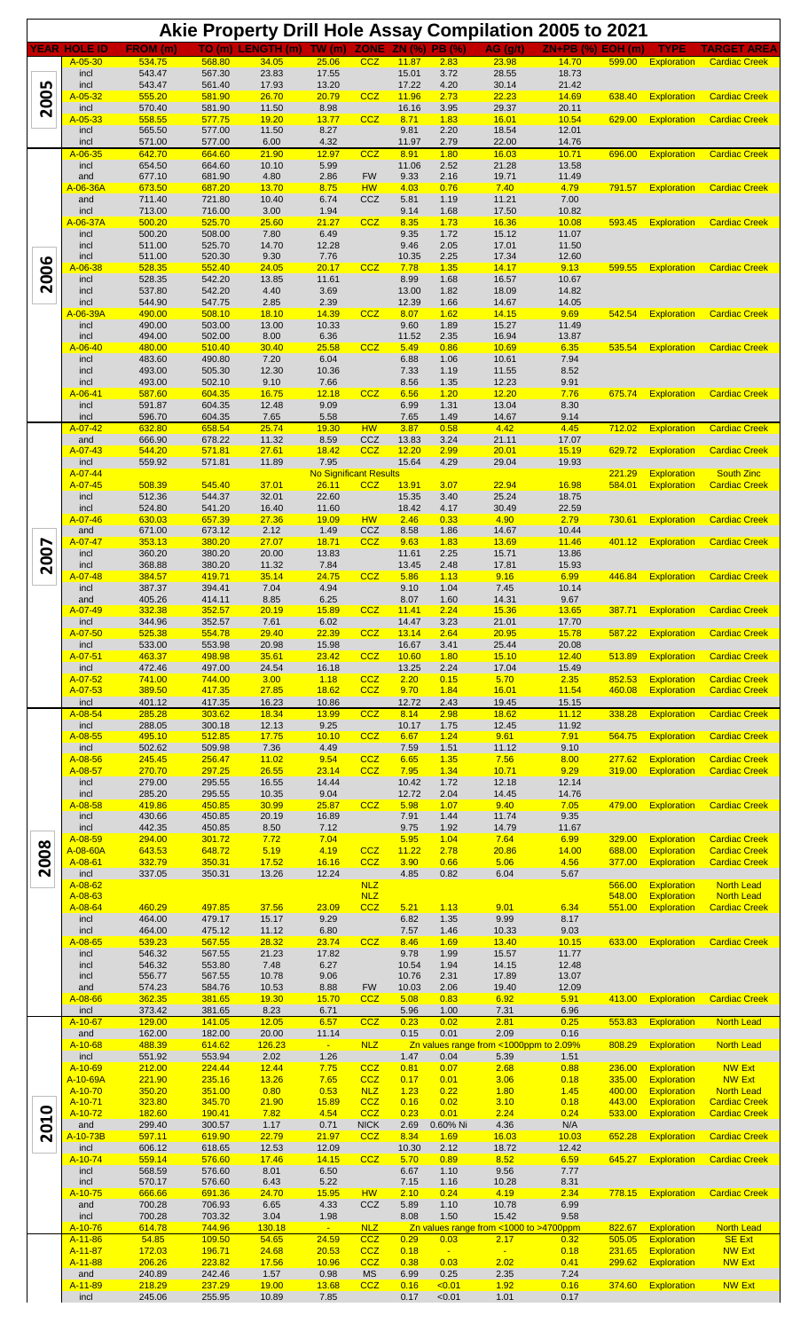# Akie Property Drill Hole Assay Compilation 2005 to 2021

| YEAR | HOLE ID | FROM (m) | TO (m) | LENGTH (m) | TW (m) | ZONE | ZN (%) | PB (%) | AG (g/t) | ZN+PB (%) | EOH (m) | TYPE | TARGET AREA |
|---|---|---|---|---|---|---|---|---|---|---|---|---|---|
| 2005 | A-05-30 | 534.75 | 568.80 | 34.05 | 25.06 | CCZ | 11.87 | 2.83 | 23.98 | 14.70 | 599.00 | Exploration | Cardiac Creek |
| | incl | 543.47 | 567.30 | 23.83 | 17.55 | | 15.01 | 3.72 | 28.55 | 18.73 | | | |
| | incl | 543.47 | 561.40 | 17.93 | 13.20 | | 17.22 | 4.20 | 30.14 | 21.42 | | | |
| | A-05-32 | 555.20 | 581.90 | 26.70 | 20.79 | CCZ | 11.96 | 2.73 | 22.23 | 14.69 | 638.40 | Exploration | Cardiac Creek |
| | incl | 570.40 | 581.90 | 11.50 | 8.98 | | 16.16 | 3.95 | 29.37 | 20.11 | | | |
| | A-05-33 | 558.55 | 577.75 | 19.20 | 13.77 | CCZ | 8.71 | 1.83 | 16.01 | 10.54 | 629.00 | Exploration | Cardiac Creek |
| | incl | 565.50 | 577.00 | 11.50 | 8.27 | | 9.81 | 2.20 | 18.54 | 12.01 | | | |
| | incl | 571.00 | 577.00 | 6.00 | 4.32 | | 11.97 | 2.79 | 22.00 | 14.76 | | | |
| 2006 | A-06-35 | 642.70 | 664.60 | 21.90 | 12.97 | CCZ | 8.91 | 1.80 | 16.03 | 10.71 | 696.00 | Exploration | Cardiac Creek |
| | incl | 654.50 | 664.60 | 10.10 | 5.99 | | 11.06 | 2.52 | 21.28 | 13.58 | | | |
| | and | 677.10 | 681.90 | 4.80 | 2.86 | FW | 9.33 | 2.16 | 19.71 | 11.49 | | | |
| | A-06-36A | 673.50 | 687.20 | 13.70 | 8.75 | HW | 4.03 | 0.76 | 7.40 | 4.79 | 791.57 | Exploration | Cardiac Creek |
| | and | 711.40 | 721.80 | 10.40 | 6.74 | CCZ | 5.81 | 1.19 | 11.21 | 7.00 | | | |
| | incl | 713.00 | 716.00 | 3.00 | 1.94 | | 9.14 | 1.68 | 17.50 | 10.82 | | | |
| | A-06-37A | 500.20 | 525.70 | 25.60 | 21.27 | CCZ | 8.35 | 1.73 | 16.36 | 10.08 | 593.45 | Exploration | Cardiac Creek |
| | incl | 500.20 | 508.00 | 7.80 | 6.49 | | 9.35 | 1.72 | 15.12 | 11.07 | | | |
| | incl | 511.00 | 525.70 | 14.70 | 12.28 | | 9.46 | 2.05 | 17.01 | 11.50 | | | |
| | incl | 511.00 | 520.30 | 9.30 | 7.76 | | 10.35 | 2.25 | 17.34 | 12.60 | | | |
| | A-06-38 | 528.35 | 552.40 | 24.05 | 20.17 | CCZ | 7.78 | 1.35 | 14.17 | 9.13 | 599.55 | Exploration | Cardiac Creek |
| | incl | 528.35 | 542.20 | 13.85 | 11.61 | | 8.99 | 1.68 | 16.57 | 10.67 | | | |
| | incl | 537.80 | 542.20 | 4.40 | 3.69 | | 13.00 | 1.82 | 18.09 | 14.82 | | | |
| | incl | 544.90 | 547.75 | 2.85 | 2.39 | | 12.39 | 1.66 | 14.67 | 14.05 | | | |
| | A-06-39A | 490.00 | 508.10 | 18.10 | 14.39 | CCZ | 8.07 | 1.62 | 14.15 | 9.69 | 542.54 | Exploration | Cardiac Creek |
| | incl | 490.00 | 503.00 | 13.00 | 10.33 | | 9.60 | 1.89 | 15.27 | 11.49 | | | |
| | incl | 494.00 | 502.00 | 8.00 | 6.36 | | 11.52 | 2.35 | 16.94 | 13.87 | | | |
| | A-06-40 | 480.00 | 510.40 | 30.40 | 25.58 | CCZ | 5.49 | 0.86 | 10.69 | 6.35 | 535.54 | Exploration | Cardiac Creek |
| | incl | 483.60 | 490.80 | 7.20 | 6.04 | | 6.88 | 1.06 | 10.61 | 7.94 | | | |
| | incl | 493.00 | 505.30 | 12.30 | 10.36 | | 7.33 | 1.19 | 11.55 | 8.52 | | | |
| | incl | 493.00 | 502.10 | 9.10 | 7.66 | | 8.56 | 1.35 | 12.23 | 9.91 | | | |
| | A-06-41 | 587.60 | 604.35 | 16.75 | 12.18 | CCZ | 6.56 | 1.20 | 12.20 | 7.76 | 675.74 | Exploration | Cardiac Creek |
| | incl | 591.87 | 604.35 | 12.48 | 9.09 | | 6.99 | 1.31 | 13.04 | 8.30 | | | |
| | incl | 596.70 | 604.35 | 7.65 | 5.58 | | 7.65 | 1.49 | 14.67 | 9.14 | | | |
| 2007 | A-07-42 | 632.80 | 658.54 | 25.74 | 19.30 | HW | 3.87 | 0.58 | 4.42 | 4.45 | 712.02 | Exploration | Cardiac Creek |
| | and | 666.90 | 678.22 | 11.32 | 8.59 | CCZ | 13.83 | 3.24 | 21.11 | 17.07 | | | |
| | A-07-43 | 544.20 | 571.81 | 27.61 | 18.42 | CCZ | 12.20 | 2.99 | 20.01 | 15.19 | 629.72 | Exploration | Cardiac Creek |
| | incl | 559.92 | 571.81 | 11.89 | 7.95 | | 15.64 | 4.29 | 29.04 | 19.93 | | | |
| | A-07-44 | | | | No Significant Results | | | | | | 221.29 | Exploration | South Zinc |
| | A-07-45 | 508.39 | 545.40 | 37.01 | 26.11 | CCZ | 13.91 | 3.07 | 22.94 | 16.98 | 584.01 | Exploration | Cardiac Creek |
| | incl | 512.36 | 544.37 | 32.01 | 22.60 | | 15.35 | 3.40 | 25.24 | 18.75 | | | |
| | incl | 524.80 | 541.20 | 16.40 | 11.60 | | 18.42 | 4.17 | 30.49 | 22.59 | | | |
| | A-07-46 | 630.03 | 657.39 | 27.36 | 19.09 | HW | 2.46 | 0.33 | 4.90 | 2.79 | 730.61 | Exploration | Cardiac Creek |
| | and | 671.00 | 673.12 | 2.12 | 1.49 | CCZ | 8.58 | 1.86 | 14.67 | 10.44 | | | |
| | A-07-47 | 353.13 | 380.20 | 27.07 | 18.71 | CCZ | 9.63 | 1.83 | 13.69 | 11.46 | 401.12 | Exploration | Cardiac Creek |
| | incl | 360.20 | 380.20 | 20.00 | 13.83 | | 11.61 | 2.25 | 15.71 | 13.86 | | | |
| | incl | 368.88 | 380.20 | 11.32 | 7.84 | | 13.45 | 2.48 | 17.81 | 15.93 | | | |
| | A-07-48 | 384.57 | 419.71 | 35.14 | 24.75 | CCZ | 5.86 | 1.13 | 9.16 | 6.99 | 446.84 | Exploration | Cardiac Creek |
| | incl | 387.37 | 394.41 | 7.04 | 4.94 | | 9.10 | 1.04 | 7.45 | 10.14 | | | |
| | and | 405.26 | 414.11 | 8.85 | 6.25 | | 8.07 | 1.60 | 14.31 | 9.67 | | | |
| | A-07-49 | 332.38 | 352.57 | 20.19 | 15.89 | CCZ | 11.41 | 2.24 | 15.36 | 13.65 | 387.71 | Exploration | Cardiac Creek |
| | incl | 344.96 | 352.57 | 7.61 | 6.02 | | 14.47 | 3.23 | 21.01 | 17.70 | | | |
| | A-07-50 | 525.38 | 554.78 | 29.40 | 22.39 | CCZ | 13.14 | 2.64 | 20.95 | 15.78 | 587.22 | Exploration | Cardiac Creek |
| | incl | 533.00 | 553.98 | 20.98 | 15.98 | | 16.67 | 3.41 | 25.44 | 20.08 | | | |
| | A-07-51 | 463.37 | 498.98 | 35.61 | 23.42 | CCZ | 10.60 | 1.80 | 15.10 | 12.40 | 513.89 | Exploration | Cardiac Creek |
| | incl | 472.46 | 497.00 | 24.54 | 16.18 | | 13.25 | 2.24 | 17.04 | 15.49 | | | |
| | A-07-52 | 741.00 | 744.00 | 3.00 | 1.18 | CCZ | 2.20 | 0.15 | 5.70 | 2.35 | 852.53 | Exploration | Cardiac Creek |
| | A-07-53 | 389.50 | 417.35 | 27.85 | 18.62 | CCZ | 9.70 | 1.84 | 16.01 | 11.54 | 460.08 | Exploration | Cardiac Creek |
| | incl | 401.12 | 417.35 | 16.23 | 10.86 | | 12.72 | 2.43 | 19.45 | 15.15 | | | |
| 2008 | A-08-54 | 285.28 | 303.62 | 18.34 | 13.99 | CCZ | 8.14 | 2.98 | 18.62 | 11.12 | 338.28 | Exploration | Cardiac Creek |
| | incl | 288.05 | 300.18 | 12.13 | 9.25 | | 10.17 | 1.75 | 12.45 | 11.92 | | | |
| | A-08-55 | 495.10 | 512.85 | 17.75 | 10.10 | CCZ | 6.67 | 1.24 | 9.61 | 7.91 | 564.75 | Exploration | Cardiac Creek |
| | incl | 502.62 | 509.98 | 7.36 | 4.49 | | 7.59 | 1.51 | 11.12 | 9.10 | | | |
| | A-08-56 | 245.45 | 256.47 | 11.02 | 9.54 | CCZ | 6.65 | 1.35 | 7.56 | 8.00 | 277.62 | Exploration | Cardiac Creek |
| | A-08-57 | 270.70 | 297.25 | 26.55 | 23.14 | CCZ | 7.95 | 1.34 | 10.71 | 9.29 | 319.00 | Exploration | Cardiac Creek |
| | incl | 279.00 | 295.55 | 16.55 | 14.44 | | 10.42 | 1.72 | 12.18 | 12.14 | | | |
| | incl | 285.20 | 295.55 | 10.35 | 9.04 | | 12.72 | 2.04 | 14.45 | 14.76 | | | |
| | A-08-58 | 419.86 | 450.85 | 30.99 | 25.87 | CCZ | 5.98 | 1.07 | 9.40 | 7.05 | 479.00 | Exploration | Cardiac Creek |
| | incl | 430.66 | 450.85 | 20.19 | 16.89 | | 7.91 | 1.44 | 11.74 | 9.35 | | | |
| | incl | 442.35 | 450.85 | 8.50 | 7.12 | | 9.75 | 1.92 | 14.79 | 11.67 | | | |
| | A-08-59 | 294.00 | 301.72 | 7.72 | 7.04 | | 5.95 | 1.04 | 7.64 | 6.99 | 329.00 | Exploration | Cardiac Creek |
| | A-08-60A | 643.53 | 648.72 | 5.19 | 4.19 | CCZ | 11.22 | 2.78 | 20.86 | 14.00 | 688.00 | Exploration | Cardiac Creek |
| | A-08-61 | 332.79 | 350.31 | 17.52 | 16.16 | CCZ | 3.90 | 0.66 | 5.06 | 4.56 | 377.00 | Exploration | Cardiac Creek |
| | incl | 337.05 | 350.31 | 13.26 | 12.24 | | 4.85 | 0.82 | 6.04 | 5.67 | | | |
| | A-08-62 | | | | | NLZ | | | | | 566.00 | Exploration | North Lead |
| | A-08-63 | | | | | NLZ | | | | | 548.00 | Exploration | North Lead |
| | A-08-64 | 460.29 | 497.85 | 37.56 | 23.09 | CCZ | 5.21 | 1.13 | 9.01 | 6.34 | 551.00 | Exploration | Cardiac Creek |
| | incl | 464.00 | 479.17 | 15.17 | 9.29 | | 6.82 | 1.35 | 9.99 | 8.17 | | | |
| | incl | 464.00 | 475.12 | 11.12 | 6.80 | | 7.57 | 1.46 | 10.33 | 9.03 | | | |
| | A-08-65 | 539.23 | 567.55 | 28.32 | 23.74 | CCZ | 8.46 | 1.69 | 13.40 | 10.15 | 633.00 | Exploration | Cardiac Creek |
| | incl | 546.32 | 567.55 | 21.23 | 17.82 | | 9.78 | 1.99 | 15.57 | 11.77 | | | |
| | incl | 546.32 | 553.80 | 7.48 | 6.27 | | 10.54 | 1.94 | 14.15 | 12.48 | | | |
| | incl | 556.77 | 567.55 | 10.78 | 9.06 | | 10.76 | 2.31 | 17.89 | 13.07 | | | |
| | and | 574.23 | 584.76 | 10.53 | 8.88 | FW | 10.03 | 2.06 | 19.40 | 12.09 | | | |
| | A-08-66 | 362.35 | 381.65 | 19.30 | 15.70 | CCZ | 5.08 | 0.83 | 6.92 | 5.91 | 413.00 | Exploration | Cardiac Creek |
| | incl | 373.42 | 381.65 | 8.23 | 6.71 | | 5.96 | 1.00 | 7.31 | 6.96 | | | |
| 2010 | A-10-67 | 129.00 | 141.05 | 12.05 | 6.57 | CCZ | 0.23 | 0.02 | 2.81 | 0.25 | 553.83 | Exploration | North Lead |
| | and | 162.00 | 182.00 | 20.00 | 11.14 | | 0.15 | 0.01 | 2.09 | 0.16 | | | |
| | A-10-68 | 488.39 | 614.62 | 126.23 | - | NLZ | Zn values range from <1000ppm to 2.09% | | | | 808.29 | Exploration | North Lead |
| | incl | 551.92 | 553.94 | 2.02 | 1.26 | | 1.47 | 0.04 | 5.39 | 1.51 | | | |
| | A-10-69 | 212.00 | 224.44 | 12.44 | 7.75 | CCZ | 0.81 | 0.07 | 2.68 | 0.88 | 236.00 | Exploration | NW Ext |
| | A-10-69A | 221.90 | 235.16 | 13.26 | 7.65 | CCZ | 0.17 | 0.01 | 3.06 | 0.18 | 335.00 | Exploration | NW Ext |
| | A-10-70 | 350.20 | 351.00 | 0.80 | 0.53 | NLZ | 1.23 | 0.22 | 1.80 | 1.45 | 400.00 | Exploration | North Lead |
| | A-10-71 | 323.80 | 345.70 | 21.90 | 15.89 | CCZ | 0.16 | 0.02 | 3.10 | 0.18 | 443.00 | Exploration | Cardiac Creek |
| | A-10-72 | 182.60 | 190.41 | 7.82 | 4.54 | CCZ | 0.23 | 0.01 | 2.24 | 0.24 | 533.00 | Exploration | Cardiac Creek |
| | and | 299.40 | 300.57 | 1.17 | 0.71 | NICK | 2.69 | 0.60% Ni | 4.36 | N/A | | | |
| | A-10-73B | 597.11 | 619.90 | 22.79 | 21.97 | CCZ | 8.34 | 1.69 | 16.03 | 10.03 | 652.28 | Exploration | Cardiac Creek |
| | incl | 606.12 | 618.65 | 12.53 | 12.09 | | 10.30 | 2.12 | 18.72 | 12.42 | | | |
| | A-10-74 | 559.14 | 576.60 | 17.46 | 14.15 | CCZ | 5.70 | 0.89 | 8.52 | 6.59 | 645.27 | Exploration | Cardiac Creek |
| | incl | 568.59 | 576.60 | 8.01 | 6.50 | | 6.67 | 1.10 | 9.56 | 7.77 | | | |
| | incl | 570.17 | 576.60 | 6.43 | 5.22 | | 7.15 | 1.16 | 10.28 | 8.31 | | | |
| | A-10-75 | 666.66 | 691.36 | 24.70 | 15.95 | HW | 2.10 | 0.24 | 4.19 | 2.34 | 778.15 | Exploration | Cardiac Creek |
| | and | 700.28 | 706.93 | 6.65 | 4.33 | CCZ | 5.89 | 1.10 | 10.78 | 6.99 | | | |
| | incl | 700.28 | 703.32 | 3.04 | 1.98 | | 8.08 | 1.50 | 15.42 | 9.58 | | | |
| | A-10-76 | 614.78 | 744.96 | 130.18 | - | NLZ | Zn values range from <1000 to >4700ppm | | | | 822.67 | Exploration | North Lead |
| | A-11-86 | 54.85 | 109.50 | 54.65 | 24.59 | CCZ | 0.29 | 0.03 | 2.17 | 0.32 | 505.05 | Exploration | SE Ext |
| | A-11-87 | 172.03 | 196.71 | 24.68 | 20.53 | CCZ | 0.18 | - | - | 0.18 | 231.65 | Exploration | NW Ext |
| | A-11-88 | 206.26 | 223.82 | 17.56 | 10.96 | CCZ | 0.38 | 0.03 | 2.02 | 0.41 | 299.62 | Exploration | NW Ext |
| | and | 240.89 | 242.46 | 1.57 | 0.98 | MS | 6.99 | 0.25 | 2.35 | 7.24 | | | |
| | A-11-89 | 218.29 | 237.29 | 19.00 | 13.68 | CCZ | 0.16 | <0.01 | 1.92 | 0.16 | 374.60 | Exploration | NW Ext |
| | incl | 245.06 | 255.95 | 10.89 | 7.85 | | 0.17 | <0.01 | 1.01 | 0.17 | | | |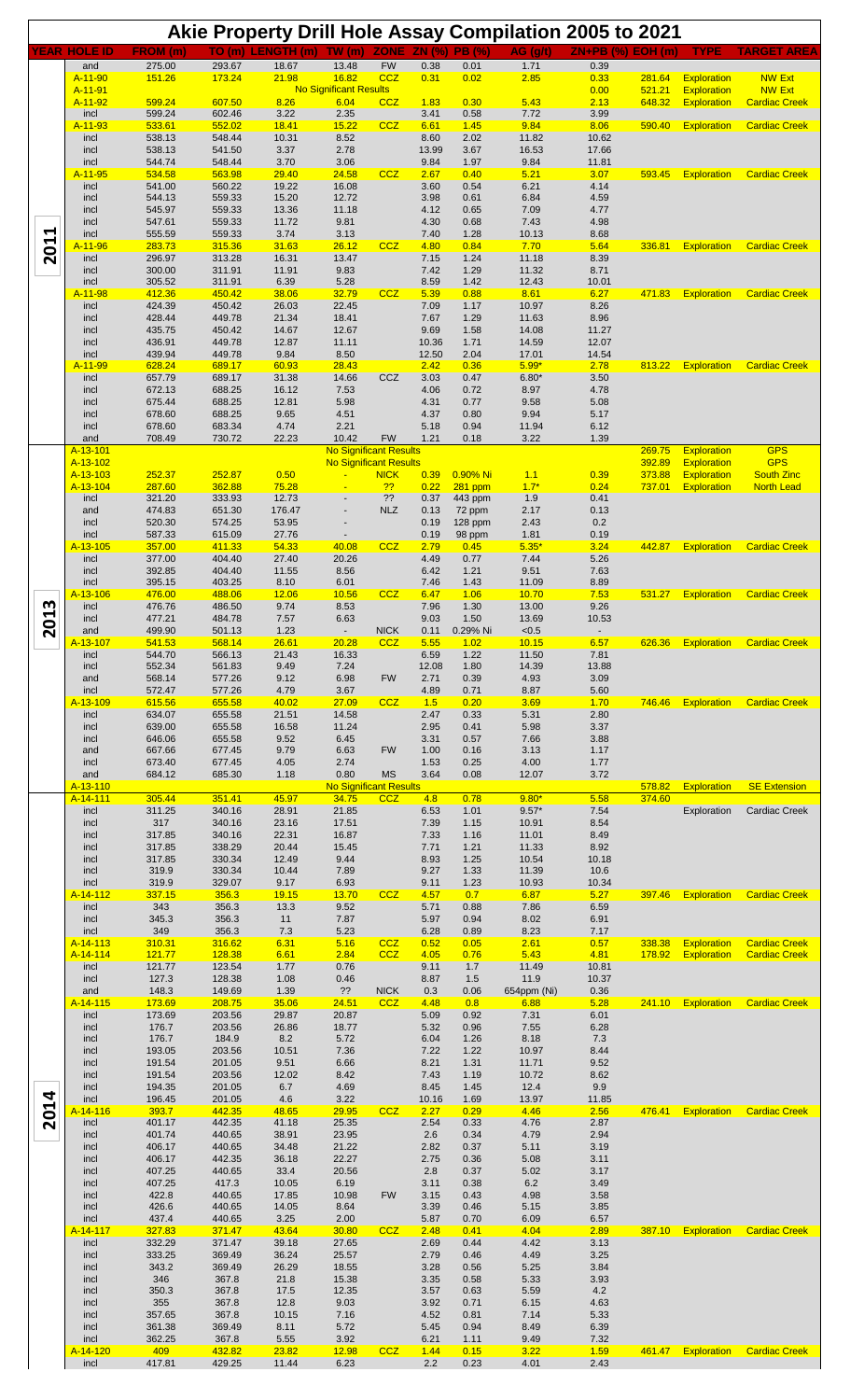# Akie Property Drill Hole Assay Compilation 2005 to 2021

| YEAR | HOLE ID | FROM (m) | TO (m) | LENGTH (m) | TW (m) | ZONE | ZN (%) | PB (%) | AG (g/t) | ZN+PB (%) | EOH (m) | TYPE | TARGET AREA |
|---|---|---|---|---|---|---|---|---|---|---|---|---|---|
| | and | 275.00 | 293.67 | 18.67 | 13.48 | FW | 0.38 | 0.01 | 1.71 | 0.39 | | | |
| 2011 | A-11-90 | 151.26 | 173.24 | 21.98 | 16.82 | CCZ | 0.31 | 0.02 | 2.85 | 0.33 | 281.64 | Exploration | NW Ext |
| | A-11-91 | | | No Significant Results | | | | | | 0.00 | 521.21 | Exploration | NW Ext |
| | A-11-92 | 599.24 | 607.50 | 8.26 | 6.04 | CCZ | 1.83 | 0.30 | 5.43 | 2.13 | 648.32 | Exploration | Cardiac Creek |
| | incl | 599.24 | 602.46 | 3.22 | 2.35 | | 3.41 | 0.58 | 7.72 | 3.99 | | | |
| | A-11-93 | 533.61 | 552.02 | 18.41 | 15.22 | CCZ | 6.61 | 1.45 | 9.84 | 8.06 | 590.40 | Exploration | Cardiac Creek |
| | incl | 538.13 | 548.44 | 10.31 | 8.52 | | 8.60 | 2.02 | 11.82 | 10.62 | | | |
| | incl | 538.13 | 541.50 | 3.37 | 2.78 | | 13.99 | 3.67 | 16.53 | 17.66 | | | |
| | incl | 544.74 | 548.44 | 3.70 | 3.06 | | 9.84 | 1.97 | 9.84 | 11.81 | | | |
| | A-11-95 | 534.58 | 563.98 | 29.40 | 24.58 | CCZ | 2.67 | 0.40 | 5.21 | 3.07 | 593.45 | Exploration | Cardiac Creek |
| | incl | 541.00 | 560.22 | 19.22 | 16.08 | | 3.60 | 0.54 | 6.21 | 4.14 | | | |
| | incl | 544.13 | 559.33 | 15.20 | 12.72 | | 3.98 | 0.61 | 6.84 | 4.59 | | | |
| | incl | 545.97 | 559.33 | 13.36 | 11.18 | | 4.12 | 0.65 | 7.09 | 4.77 | | | |
| | incl | 547.61 | 559.33 | 11.72 | 9.81 | | 4.30 | 0.68 | 7.43 | 4.98 | | | |
| | incl | 555.59 | 559.33 | 3.74 | 3.13 | | 7.40 | 1.28 | 10.13 | 8.68 | | | |
| | A-11-96 | 283.73 | 315.36 | 31.63 | 26.12 | CCZ | 4.80 | 0.84 | 7.70 | 5.64 | 336.81 | Exploration | Cardiac Creek |
| | incl | 296.97 | 313.28 | 16.31 | 13.47 | | 7.15 | 1.24 | 11.18 | 8.39 | | | |
| | incl | 300.00 | 311.91 | 11.91 | 9.83 | | 7.42 | 1.29 | 11.32 | 8.71 | | | |
| | incl | 305.52 | 311.91 | 6.39 | 5.28 | | 8.59 | 1.42 | 12.43 | 10.01 | | | |
| | A-11-98 | 412.36 | 450.42 | 38.06 | 32.79 | CCZ | 5.39 | 0.88 | 8.61 | 6.27 | 471.83 | Exploration | Cardiac Creek |
| | incl | 424.39 | 450.42 | 26.03 | 22.45 | | 7.09 | 1.17 | 10.97 | 8.26 | | | |
| | incl | 428.44 | 449.78 | 21.34 | 18.41 | | 7.67 | 1.29 | 11.63 | 8.96 | | | |
| | incl | 435.75 | 450.42 | 14.67 | 12.67 | | 9.69 | 1.58 | 14.08 | 11.27 | | | |
| | incl | 436.91 | 449.78 | 12.87 | 11.11 | | 10.36 | 1.71 | 14.59 | 12.07 | | | |
| | incl | 439.94 | 449.78 | 9.84 | 8.50 | | 12.50 | 2.04 | 17.01 | 14.54 | | | |
| | A-11-99 | 628.24 | 689.17 | 60.93 | 28.43 | | 2.42 | 0.36 | 5.99* | 2.78 | 813.22 | Exploration | Cardiac Creek |
| | incl | 657.79 | 689.17 | 31.38 | 14.66 | CCZ | 3.03 | 0.47 | 6.80* | 3.50 | | | |
| | incl | 672.13 | 688.25 | 16.12 | 7.53 | | 4.06 | 0.72 | 8.97 | 4.78 | | | |
| | incl | 675.44 | 688.25 | 12.81 | 5.98 | | 4.31 | 0.77 | 9.58 | 5.08 | | | |
| | incl | 678.60 | 688.25 | 9.65 | 4.51 | | 4.37 | 0.80 | 9.94 | 5.17 | | | |
| | incl | 678.60 | 683.34 | 4.74 | 2.21 | | 5.18 | 0.94 | 11.94 | 6.12 | | | |
| | and | 708.49 | 730.72 | 22.23 | 10.42 | FW | 1.21 | 0.18 | 3.22 | 1.39 | | | |
| 2013 | A-13-101 | | | No Significant Results | | | | | | | 269.75 | Exploration | GPS |
| | A-13-102 | | | No Significant Results | | | | | | | 392.89 | Exploration | GPS |
| | A-13-103 | 252.37 | 252.87 | 0.50 | - | NICK | 0.39 | 0.90% Ni | 1.1 | 0.39 | 373.88 | Exploration | South Zinc |
| | A-13-104 | 287.60 | 362.88 | 75.28 | - | ?? | 0.22 | 281 ppm | 1.7* | 0.24 | 737.01 | Exploration | North Lead |
| | incl | 321.20 | 333.93 | 12.73 | - | ?? | 0.37 | 443 ppm | 1.9 | 0.41 | | | |
| | and | 474.83 | 651.30 | 176.47 | - | NLZ | 0.13 | 72 ppm | 2.17 | 0.13 | | | |
| | incl | 520.30 | 574.25 | 53.95 | - | | 0.19 | 128 ppm | 2.43 | 0.2 | | | |
| | incl | 587.33 | 615.09 | 27.76 | - | | 0.19 | 98 ppm | 1.81 | 0.19 | | | |
| | A-13-105 | 357.00 | 411.33 | 54.33 | 40.08 | CCZ | 2.79 | 0.45 | 5.35* | 3.24 | 442.87 | Exploration | Cardiac Creek |
| | incl | 377.00 | 404.40 | 27.40 | 20.26 | | 4.49 | 0.77 | 7.44 | 5.26 | | | |
| | incl | 392.85 | 404.40 | 11.55 | 8.56 | | 6.42 | 1.21 | 9.51 | 7.63 | | | |
| | incl | 395.15 | 403.25 | 8.10 | 6.01 | | 7.46 | 1.43 | 11.09 | 8.89 | | | |
| | A-13-106 | 476.00 | 488.06 | 12.06 | 10.56 | CCZ | 6.47 | 1.06 | 10.70 | 7.53 | 531.27 | Exploration | Cardiac Creek |
| | incl | 476.76 | 486.50 | 9.74 | 8.53 | | 7.96 | 1.30 | 13.00 | 9.26 | | | |
| | incl | 477.21 | 484.78 | 7.57 | 6.63 | | 9.03 | 1.50 | 13.69 | 10.53 | | | |
| | and | 499.90 | 501.13 | 1.23 | - | NICK | 0.11 | 0.29% Ni | <0.5 | - | | | |
| | A-13-107 | 541.53 | 568.14 | 26.61 | 20.28 | CCZ | 5.55 | 1.02 | 10.15 | 6.57 | 626.36 | Exploration | Cardiac Creek |
| | incl | 544.70 | 566.13 | 21.43 | 16.33 | | 6.59 | 1.22 | 11.50 | 7.81 | | | |
| | incl | 552.34 | 561.83 | 9.49 | 7.24 | | 12.08 | 1.80 | 14.39 | 13.88 | | | |
| | and | 568.14 | 577.26 | 9.12 | 6.98 | FW | 2.71 | 0.39 | 4.93 | 3.09 | | | |
| | incl | 572.47 | 577.26 | 4.79 | 3.67 | | 4.89 | 0.71 | 8.87 | 5.60 | | | |
| | A-13-109 | 615.56 | 655.58 | 40.02 | 27.09 | CCZ | 1.5 | 0.20 | 3.69 | 1.70 | 746.46 | Exploration | Cardiac Creek |
| | incl | 634.07 | 655.58 | 21.51 | 14.58 | | 2.47 | 0.33 | 5.31 | 2.80 | | | |
| | incl | 639.00 | 655.58 | 16.58 | 11.24 | | 2.95 | 0.41 | 5.98 | 3.37 | | | |
| | incl | 646.06 | 655.58 | 9.52 | 6.45 | | 3.31 | 0.57 | 7.66 | 3.88 | | | |
| | and | 667.66 | 677.45 | 9.79 | 6.63 | FW | 1.00 | 0.16 | 3.13 | 1.17 | | | |
| | incl | 673.40 | 677.45 | 4.05 | 2.74 | | 1.53 | 0.25 | 4.00 | 1.77 | | | |
| | and | 684.12 | 685.30 | 1.18 | 0.80 | MS | 3.64 | 0.08 | 12.07 | 3.72 | | | |
| | A-13-110 | | | No Significant Results | | | | | | | 578.82 | Exploration | SE Extension |
| 2014 | A-14-111 | 305.44 | 351.41 | 45.97 | 34.75 | CCZ | 4.8 | 0.78 | 9.80* | 5.58 | 374.60 | | |
| | incl | 311.25 | 340.16 | 28.91 | 21.85 | | 6.53 | 1.01 | 9.57* | 7.54 | | Exploration | Cardiac Creek |
| | incl | 317 | 340.16 | 23.16 | 17.51 | | 7.39 | 1.15 | 10.91 | 8.54 | | | |
| | incl | 317.85 | 340.16 | 22.31 | 16.87 | | 7.33 | 1.16 | 11.01 | 8.49 | | | |
| | incl | 317.85 | 338.29 | 20.44 | 15.45 | | 7.71 | 1.21 | 11.33 | 8.92 | | | |
| | incl | 317.85 | 330.34 | 12.49 | 9.44 | | 8.93 | 1.25 | 10.54 | 10.18 | | | |
| | incl | 319.9 | 330.34 | 10.44 | 7.89 | | 9.27 | 1.33 | 11.39 | 10.6 | | | |
| | incl | 319.9 | 329.07 | 9.17 | 6.93 | | 9.11 | 1.23 | 10.93 | 10.34 | | | |
| | A-14-112 | 337.15 | 356.3 | 19.15 | 13.70 | CCZ | 4.57 | 0.7 | 6.87 | 5.27 | 397.46 | Exploration | Cardiac Creek |
| | incl | 343 | 356.3 | 13.3 | 9.52 | | 5.71 | 0.88 | 7.86 | 6.59 | | | |
| | incl | 345.3 | 356.3 | 11 | 7.87 | | 5.97 | 0.94 | 8.02 | 6.91 | | | |
| | incl | 349 | 356.3 | 7.3 | 5.23 | | 6.28 | 0.89 | 8.23 | 7.17 | | | |
| | A-14-113 | 310.31 | 316.62 | 6.31 | 5.16 | CCZ | 0.52 | 0.05 | 2.61 | 0.57 | 338.38 | Exploration | Cardiac Creek |
| | A-14-114 | 121.77 | 128.38 | 6.61 | 2.84 | CCZ | 4.05 | 0.76 | 5.43 | 4.81 | 178.92 | Exploration | Cardiac Creek |
| | incl | 121.77 | 123.54 | 1.77 | 0.76 | | 9.11 | 1.7 | 11.49 | 10.81 | | | |
| | incl | 127.3 | 128.38 | 1.08 | 0.46 | | 8.87 | 1.5 | 11.9 | 10.37 | | | |
| | and | 148.3 | 149.69 | 1.39 | ?? | NICK | 0.3 | 0.06 | 654ppm (Ni) | 0.36 | | | |
| | A-14-115 | 173.69 | 208.75 | 35.06 | 24.51 | CCZ | 4.48 | 0.8 | 6.88 | 5.28 | 241.10 | Exploration | Cardiac Creek |
| | incl | 173.69 | 203.56 | 29.87 | 20.87 | | 5.09 | 0.92 | 7.31 | 6.01 | | | |
| | incl | 176.7 | 203.56 | 26.86 | 18.77 | | 5.32 | 0.96 | 7.55 | 6.28 | | | |
| | incl | 176.7 | 184.9 | 8.2 | 5.72 | | 6.04 | 1.26 | 8.18 | 7.3 | | | |
| | incl | 193.05 | 203.56 | 10.51 | 7.36 | | 7.22 | 1.22 | 10.97 | 8.44 | | | |
| | incl | 191.54 | 201.05 | 9.51 | 6.66 | | 8.21 | 1.31 | 11.71 | 9.52 | | | |
| | incl | 191.54 | 203.56 | 12.02 | 8.42 | | 7.43 | 1.19 | 10.72 | 8.62 | | | |
| | incl | 194.35 | 201.05 | 6.7 | 4.69 | | 8.45 | 1.45 | 12.4 | 9.9 | | | |
| | incl | 196.45 | 201.05 | 4.6 | 3.22 | | 10.16 | 1.69 | 13.97 | 11.85 | | | |
| | A-14-116 | 393.7 | 442.35 | 48.65 | 29.95 | CCZ | 2.27 | 0.29 | 4.46 | 2.56 | 476.41 | Exploration | Cardiac Creek |
| | incl | 401.17 | 442.35 | 41.18 | 25.35 | | 2.54 | 0.33 | 4.76 | 2.87 | | | |
| | incl | 401.74 | 440.65 | 38.91 | 23.95 | | 2.6 | 0.34 | 4.79 | 2.94 | | | |
| | incl | 406.17 | 440.65 | 34.48 | 21.22 | | 2.82 | 0.37 | 5.11 | 3.19 | | | |
| | incl | 406.17 | 442.35 | 36.18 | 22.27 | | 2.75 | 0.36 | 5.08 | 3.11 | | | |
| | incl | 407.25 | 440.65 | 33.4 | 20.56 | | 2.8 | 0.37 | 5.02 | 3.17 | | | |
| | incl | 407.25 | 417.3 | 10.05 | 6.19 | | 3.11 | 0.38 | 6.2 | 3.49 | | | |
| | incl | 422.8 | 440.65 | 17.85 | 10.98 | FW | 3.15 | 0.43 | 4.98 | 3.58 | | | |
| | incl | 426.6 | 440.65 | 14.05 | 8.64 | | 3.39 | 0.46 | 5.15 | 3.85 | | | |
| | incl | 437.4 | 440.65 | 3.25 | 2.00 | | 5.87 | 0.70 | 6.09 | 6.57 | | | |
| | A-14-117 | 327.83 | 371.47 | 43.64 | 30.80 | CCZ | 2.48 | 0.41 | 4.04 | 2.89 | 387.10 | Exploration | Cardiac Creek |
| | incl | 332.29 | 371.47 | 39.18 | 27.65 | | 2.69 | 0.44 | 4.42 | 3.13 | | | |
| | incl | 333.25 | 369.49 | 36.24 | 25.57 | | 2.79 | 0.46 | 4.49 | 3.25 | | | |
| | incl | 343.2 | 369.49 | 26.29 | 18.55 | | 3.28 | 0.56 | 5.25 | 3.84 | | | |
| | incl | 346 | 367.8 | 21.8 | 15.38 | | 3.35 | 0.58 | 5.33 | 3.93 | | | |
| | incl | 350.3 | 367.8 | 17.5 | 12.35 | | 3.57 | 0.63 | 5.59 | 4.2 | | | |
| | incl | 355 | 367.8 | 12.8 | 9.03 | | 3.92 | 0.71 | 6.15 | 4.63 | | | |
| | incl | 357.65 | 367.8 | 10.15 | 7.16 | | 4.52 | 0.81 | 7.14 | 5.33 | | | |
| | incl | 361.38 | 369.49 | 8.11 | 5.72 | | 5.45 | 0.94 | 8.49 | 6.39 | | | |
| | incl | 362.25 | 367.8 | 5.55 | 3.92 | | 6.21 | 1.11 | 9.49 | 7.32 | | | |
| | A-14-120 | 409 | 432.82 | 23.82 | 12.98 | CCZ | 1.44 | 0.15 | 3.22 | 1.59 | 461.47 | Exploration | Cardiac Creek |
| | incl | 417.81 | 429.25 | 11.44 | 6.23 | | 2.2 | 0.23 | 4.01 | 2.43 | | | |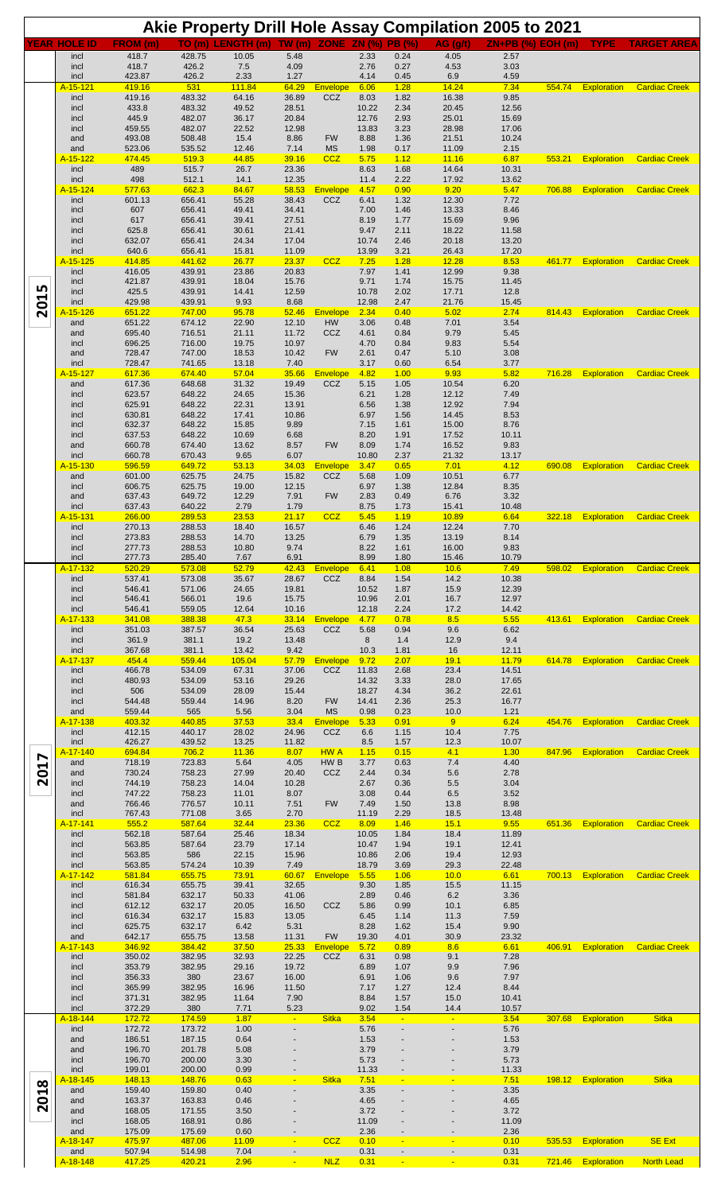# Akie Property Drill Hole Assay Compilation 2005 to 2021

| YEAR | HOLE ID | FROM (m) | TO (m) | LENGTH (m) | TW (m) | ZONE | ZN (%) | PB (%) | AG (g/t) | ZN+PB (%) | EOH (m) | TYPE | TARGET AREA |
|---|---|---|---|---|---|---|---|---|---|---|---|---|---|
| | incl | 418.7 | 428.75 | 10.05 | 5.48 | | 2.33 | 0.24 | 4.05 | 2.57 | | | |
| | incl | 418.7 | 426.2 | 7.5 | 4.09 | | 2.76 | 0.27 | 4.53 | 3.03 | | | |
| | incl | 423.87 | 426.2 | 2.33 | 1.27 | | 4.14 | 0.45 | 6.9 | 4.59 | | | |
| 2015 | A-15-121 | 419.16 | 531 | 111.84 | 64.29 | Envelope | 6.06 | 1.28 | 14.24 | 7.34 | 554.74 | Exploration | Cardiac Creek |
| | incl | 419.16 | 483.32 | 64.16 | 36.89 | CCZ | 8.03 | 1.82 | 16.38 | 9.85 | | | |
| | incl | 433.8 | 483.32 | 49.52 | 28.51 | | 10.22 | 2.34 | 20.45 | 12.56 | | | |
| | incl | 445.9 | 482.07 | 36.17 | 20.84 | | 12.76 | 2.93 | 25.01 | 15.69 | | | |
| | incl | 459.55 | 482.07 | 22.52 | 12.98 | | 13.83 | 3.23 | 28.98 | 17.06 | | | |
| | and | 493.08 | 508.48 | 15.4 | 8.86 | FW | 8.88 | 1.36 | 21.51 | 10.24 | | | |
| | and | 523.06 | 535.52 | 12.46 | 7.14 | MS | 1.98 | 0.17 | 11.09 | 2.15 | | | |
| | A-15-122 | 474.45 | 519.3 | 44.85 | 39.16 | CCZ | 5.75 | 1.12 | 11.16 | 6.87 | 553.21 | Exploration | Cardiac Creek |
| | incl | 489 | 515.7 | 26.7 | 23.36 | | 8.63 | 1.68 | 14.64 | 10.31 | | | |
| | incl | 498 | 512.1 | 14.1 | 12.35 | | 11.4 | 2.22 | 17.92 | 13.62 | | | |
| | A-15-124 | 577.63 | 662.3 | 84.67 | 58.53 | Envelope | 4.57 | 0.90 | 9.20 | 5.47 | 706.88 | Exploration | Cardiac Creek |
| | incl | 601.13 | 656.41 | 55.28 | 38.43 | CCZ | 6.41 | 1.32 | 12.30 | 7.72 | | | |
| | incl | 607 | 656.41 | 49.41 | 34.41 | | 7.00 | 1.46 | 13.33 | 8.46 | | | |
| | incl | 617 | 656.41 | 39.41 | 27.51 | | 8.19 | 1.77 | 15.69 | 9.96 | | | |
| | incl | 625.8 | 656.41 | 30.61 | 21.41 | | 9.47 | 2.11 | 18.22 | 11.58 | | | |
| | incl | 632.07 | 656.41 | 24.34 | 17.04 | | 10.74 | 2.46 | 20.18 | 13.20 | | | |
| | incl | 640.6 | 656.41 | 15.81 | 11.09 | | 13.99 | 3.21 | 26.43 | 17.20 | | | |
| | A-15-125 | 414.85 | 441.62 | 26.77 | 23.37 | CCZ | 7.25 | 1.28 | 12.28 | 8.53 | 461.77 | Exploration | Cardiac Creek |
| | incl | 416.05 | 439.91 | 23.86 | 20.83 | | 7.97 | 1.41 | 12.99 | 9.38 | | | |
| | incl | 421.87 | 439.91 | 18.04 | 15.76 | | 9.71 | 1.74 | 15.75 | 11.45 | | | |
| | incl | 425.5 | 439.91 | 14.41 | 12.59 | | 10.78 | 2.02 | 17.71 | 12.8 | | | |
| | incl | 429.98 | 439.91 | 9.93 | 8.68 | | 12.98 | 2.47 | 21.76 | 15.45 | | | |
| | A-15-126 | 651.22 | 747.00 | 95.78 | 52.46 | Envelope | 2.34 | 0.40 | 5.02 | 2.74 | 814.43 | Exploration | Cardiac Creek |
| | and | 651.22 | 674.12 | 22.90 | 12.10 | HW | 3.06 | 0.48 | 7.01 | 3.54 | | | |
| | and | 695.40 | 716.51 | 21.11 | 11.72 | CCZ | 4.61 | 0.84 | 9.79 | 5.45 | | | |
| | incl | 696.25 | 716.00 | 19.75 | 10.97 | | 4.70 | 0.84 | 9.83 | 5.54 | | | |
| | and | 728.47 | 747.00 | 18.53 | 10.42 | FW | 2.61 | 0.47 | 5.10 | 3.08 | | | |
| | incl | 728.47 | 741.65 | 13.18 | 7.40 | | 3.17 | 0.60 | 6.54 | 3.77 | | | |
| | A-15-127 | 617.36 | 674.40 | 57.04 | 35.66 | Envelope | 4.82 | 1.00 | 9.93 | 5.82 | 716.28 | Exploration | Cardiac Creek |
| | and | 617.36 | 648.68 | 31.32 | 19.49 | CCZ | 5.15 | 1.05 | 10.54 | 6.20 | | | |
| | incl | 623.57 | 648.22 | 24.65 | 15.36 | | 6.21 | 1.28 | 12.12 | 7.49 | | | |
| | incl | 625.91 | 648.22 | 22.31 | 13.91 | | 6.56 | 1.38 | 12.92 | 7.94 | | | |
| | incl | 630.81 | 648.22 | 17.41 | 10.86 | | 6.97 | 1.56 | 14.45 | 8.53 | | | |
| | incl | 632.37 | 648.22 | 15.85 | 9.89 | | 7.15 | 1.61 | 15.00 | 8.76 | | | |
| | incl | 637.53 | 648.22 | 10.69 | 6.68 | | 8.20 | 1.91 | 17.52 | 10.11 | | | |
| | and | 660.78 | 674.40 | 13.62 | 8.57 | FW | 8.09 | 1.74 | 16.52 | 9.83 | | | |
| | incl | 660.78 | 670.43 | 9.65 | 6.07 | | 10.80 | 2.37 | 21.32 | 13.17 | | | |
| | A-15-130 | 596.59 | 649.72 | 53.13 | 34.03 | Envelope | 3.47 | 0.65 | 7.01 | 4.12 | 690.08 | Exploration | Cardiac Creek |
| | and | 601.00 | 625.75 | 24.75 | 15.82 | CCZ | 5.68 | 1.09 | 10.51 | 6.77 | | | |
| | incl | 606.75 | 625.75 | 19.00 | 12.15 | | 6.97 | 1.38 | 12.84 | 8.35 | | | |
| | and | 637.43 | 649.72 | 12.29 | 7.91 | FW | 2.83 | 0.49 | 6.76 | 3.32 | | | |
| | incl | 637.43 | 640.22 | 2.79 | 1.79 | | 8.75 | 1.73 | 15.41 | 10.48 | | | |
| | A-15-131 | 266.00 | 289.53 | 23.53 | 21.17 | CCZ | 5.45 | 1.19 | 10.89 | 6.64 | 322.18 | Exploration | Cardiac Creek |
| | incl | 270.13 | 288.53 | 18.40 | 16.57 | | 6.46 | 1.24 | 12.24 | 7.70 | | | |
| | incl | 273.83 | 288.53 | 14.70 | 13.25 | | 6.79 | 1.35 | 13.19 | 8.14 | | | |
| | incl | 277.73 | 288.53 | 10.80 | 9.74 | | 8.22 | 1.61 | 16.00 | 9.83 | | | |
| | incl | 277.73 | 285.40 | 7.67 | 6.91 | | 8.99 | 1.80 | 15.46 | 10.79 | | | |
| 2017 | A-17-132 | 520.29 | 573.08 | 52.79 | 42.43 | Envelope | 6.41 | 1.08 | 10.6 | 7.49 | 598.02 | Exploration | Cardiac Creek |
| | incl | 537.41 | 573.08 | 35.67 | 28.67 | CCZ | 8.84 | 1.54 | 14.2 | 10.38 | | | |
| | incl | 546.41 | 571.06 | 24.65 | 19.81 | | 10.52 | 1.87 | 15.9 | 12.39 | | | |
| | incl | 546.41 | 566.01 | 19.6 | 15.75 | | 10.96 | 2.01 | 16.7 | 12.97 | | | |
| | incl | 546.41 | 559.05 | 12.64 | 10.16 | | 12.18 | 2.24 | 17.2 | 14.42 | | | |
| | A-17-133 | 341.08 | 388.38 | 47.3 | 33.14 | Envelope | 4.77 | 0.78 | 8.5 | 5.55 | 413.61 | Exploration | Cardiac Creek |
| | incl | 351.03 | 387.57 | 36.54 | 25.63 | CCZ | 5.68 | 0.94 | 9.6 | 6.62 | | | |
| | incl | 361.9 | 381.1 | 19.2 | 13.48 | | 8 | 1.4 | 12.9 | 9.4 | | | |
| | incl | 367.68 | 381.1 | 13.42 | 9.42 | | 10.3 | 1.81 | 16 | 12.11 | | | |
| | A-17-137 | 454.4 | 559.44 | 105.04 | 57.79 | Envelope | 9.72 | 2.07 | 19.1 | 11.79 | 614.78 | Exploration | Cardiac Creek |
| | incl | 466.78 | 534.09 | 67.31 | 37.06 | CCZ | 11.83 | 2.68 | 23.4 | 14.51 | | | |
| | incl | 480.93 | 534.09 | 53.16 | 29.26 | | 14.32 | 3.33 | 28.0 | 17.65 | | | |
| | incl | 506 | 534.09 | 28.09 | 15.44 | | 18.27 | 4.34 | 36.2 | 22.61 | | | |
| | incl | 544.48 | 559.44 | 14.96 | 8.20 | FW | 14.41 | 2.36 | 25.3 | 16.77 | | | |
| | and | 559.44 | 565 | 5.56 | 3.04 | MS | 0.98 | 0.23 | 10.0 | 1.21 | | | |
| | A-17-138 | 403.32 | 440.85 | 37.53 | 33.4 | Envelope | 5.33 | 0.91 | 9 | 6.24 | 454.76 | Exploration | Cardiac Creek |
| | incl | 412.15 | 440.17 | 28.02 | 24.96 | CCZ | 6.6 | 1.15 | 10.4 | 7.75 | | | |
| | incl | 426.27 | 439.52 | 13.25 | 11.82 | | 8.5 | 1.57 | 12.3 | 10.07 | | | |
| | A-17-140 | 694.84 | 706.2 | 11.36 | 8.07 | HW A | 1.15 | 0.15 | 4.1 | 1.30 | 847.96 | Exploration | Cardiac Creek |
| | and | 718.19 | 723.83 | 5.64 | 4.05 | HW B | 3.77 | 0.63 | 7.4 | 4.40 | | | |
| | and | 730.24 | 758.23 | 27.99 | 20.40 | CCZ | 2.44 | 0.34 | 5.6 | 2.78 | | | |
| | incl | 744.19 | 758.23 | 14.04 | 10.28 | | 2.67 | 0.36 | 5.5 | 3.04 | | | |
| | incl | 747.22 | 758.23 | 11.01 | 8.07 | | 3.08 | 0.44 | 6.5 | 3.52 | | | |
| | and | 766.46 | 776.57 | 10.11 | 7.51 | FW | 7.49 | 1.50 | 13.8 | 8.98 | | | |
| | incl | 767.43 | 771.08 | 3.65 | 2.70 | | 11.19 | 2.29 | 18.5 | 13.48 | | | |
| | A-17-141 | 555.2 | 587.64 | 32.44 | 23.36 | CCZ | 8.09 | 1.46 | 15.1 | 9.55 | 651.36 | Exploration | Cardiac Creek |
| | incl | 562.18 | 587.64 | 25.46 | 18.34 | | 10.05 | 1.84 | 18.4 | 11.89 | | | |
| | incl | 563.85 | 587.64 | 23.79 | 17.14 | | 10.47 | 1.94 | 19.1 | 12.41 | | | |
| | incl | 563.85 | 586 | 22.15 | 15.96 | | 10.86 | 2.06 | 19.4 | 12.93 | | | |
| | incl | 563.85 | 574.24 | 10.39 | 7.49 | | 18.79 | 3.69 | 29.3 | 22.48 | | | |
| | A-17-142 | 581.84 | 655.75 | 73.91 | 60.67 | Envelope | 5.55 | 1.06 | 10.0 | 6.61 | 700.13 | Exploration | Cardiac Creek |
| | incl | 616.34 | 655.75 | 39.41 | 32.65 | | 9.30 | 1.85 | 15.5 | 11.15 | | | |
| | incl | 581.84 | 632.17 | 50.33 | 41.06 | | 2.89 | 0.46 | 6.2 | 3.36 | | | |
| | incl | 612.12 | 632.17 | 20.05 | 16.50 | CCZ | 5.86 | 0.99 | 10.1 | 6.85 | | | |
| | incl | 616.34 | 632.17 | 15.83 | 13.05 | | 6.45 | 1.14 | 11.3 | 7.59 | | | |
| | incl | 625.75 | 632.17 | 6.42 | 5.31 | | 8.28 | 1.62 | 15.4 | 9.90 | | | |
| | and | 642.17 | 655.75 | 13.58 | 11.31 | FW | 19.30 | 4.01 | 30.9 | 23.32 | | | |
| | A-17-143 | 346.92 | 384.42 | 37.50 | 25.33 | Envelope | 5.72 | 0.89 | 8.6 | 6.61 | 406.91 | Exploration | Cardiac Creek |
| | incl | 350.02 | 382.95 | 32.93 | 22.25 | CCZ | 6.31 | 0.98 | 9.1 | 7.28 | | | |
| | incl | 353.79 | 382.95 | 29.16 | 19.72 | | 6.89 | 1.07 | 9.9 | 7.96 | | | |
| | incl | 356.33 | 380 | 23.67 | 16.00 | | 6.91 | 1.06 | 9.6 | 7.97 | | | |
| | incl | 365.99 | 382.95 | 16.96 | 11.50 | | 7.17 | 1.27 | 12.4 | 8.44 | | | |
| | incl | 371.31 | 382.95 | 11.64 | 7.90 | | 8.84 | 1.57 | 15.0 | 10.41 | | | |
| | incl | 372.29 | 380 | 7.71 | 5.23 | | 9.02 | 1.54 | 14.4 | 10.57 | | | |
| 2018 | A-18-144 | 172.72 | 174.59 | 1.87 | - | Sitka | 3.54 | - | - | 3.54 | 307.68 | Exploration | Sitka |
| | incl | 172.72 | 173.72 | 1.00 | - | | 5.76 | - | - | 5.76 | | | |
| | and | 186.51 | 187.15 | 0.64 | - | | 1.53 | - | - | 1.53 | | | |
| | and | 196.70 | 201.78 | 5.08 | - | | 3.79 | - | - | 3.79 | | | |
| | incl | 196.70 | 200.00 | 3.30 | - | | 5.73 | - | - | 5.73 | | | |
| | incl | 199.01 | 200.00 | 0.99 | - | | 11.33 | - | - | 11.33 | | | |
| | A-18-145 | 148.13 | 148.76 | 0.63 | - | Sitka | 7.51 | - | - | 7.51 | 198.12 | Exploration | Sitka |
| | and | 159.40 | 159.80 | 0.40 | - | | 3.35 | - | - | 3.35 | | | |
| | and | 163.37 | 163.83 | 0.46 | - | | 4.65 | - | - | 4.65 | | | |
| | and | 168.05 | 171.55 | 3.50 | - | | 3.72 | - | - | 3.72 | | | |
| | incl | 168.05 | 168.91 | 0.86 | - | | 11.09 | - | - | 11.09 | | | |
| | and | 175.09 | 175.69 | 0.60 | - | | 2.36 | - | - | 2.36 | | | |
| | A-18-147 | 475.97 | 487.06 | 11.09 | - | CCZ | 0.10 | - | - | 0.10 | 535.53 | Exploration | SE Ext |
| | and | 507.94 | 514.98 | 7.04 | - | | 0.31 | - | - | 0.31 | | | |
| | A-18-148 | 417.25 | 420.21 | 2.96 | - | NLZ | 0.31 | - | - | 0.31 | 721.46 | Exploration | North Lead |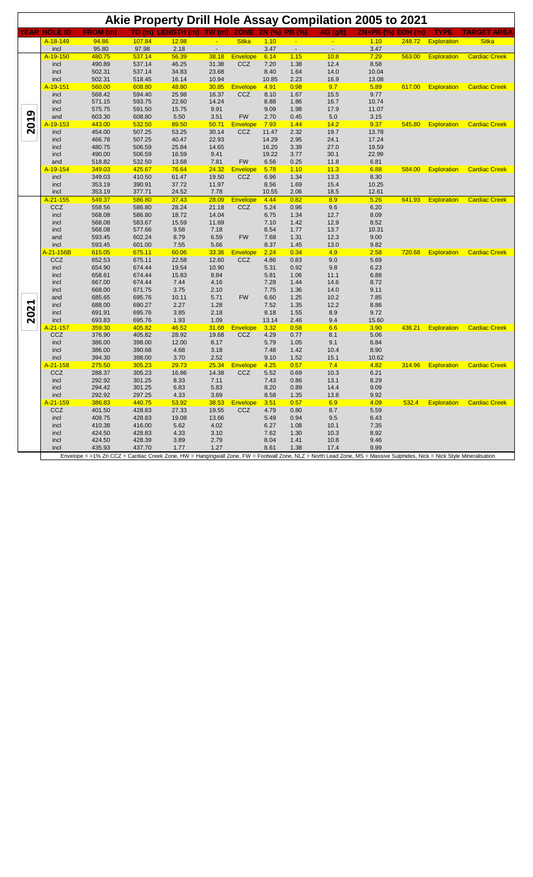# Akie Property Drill Hole Assay Compilation 2005 to 2021

| YEAR | HOLE ID | FROM (m) | TO (m) | LENGTH (m) | TW (m) | ZONE | ZN (%) | PB (%) | AG (g/t) | ZN+PB (%) | EOH (m) | TYPE | TARGET AREA |
|---|---|---|---|---|---|---|---|---|---|---|---|---|---|
| | A-18-149 | 94.86 | 107.84 | 12.98 | - | Sitka | 1.10 | - | - | 1.10 | 248.72 | Exploration | Sitka |
| | incl | 95.80 | 97.98 | 2.18 | - | | 3.47 | - | - | 3.47 | | | |
| 2019 | A-19-150 | 480.75 | 537.14 | 56.39 | 38.18 | Envelope | 6.14 | 1.15 | 10.8 | 7.29 | 563.00 | Exploration | Cardiac Creek |
| | incl | 490.89 | 537.14 | 46.25 | 31.38 | CCZ | 7.20 | 1.38 | 12.4 | 8.58 | | | |
| | incl | 502.31 | 537.14 | 34.83 | 23.68 | | 8.40 | 1.64 | 14.0 | 10.04 | | | |
| | incl | 502.31 | 518.45 | 16.14 | 10.94 | | 10.85 | 2.23 | 16.9 | 13.08 | | | |
| | A-19-151 | 560.00 | 608.80 | 48.80 | 30.85 | Envelope | 4.91 | 0.98 | 9.7 | 5.89 | 617.00 | Exploration | Cardiac Creek |
| | incl | 568.42 | 594.40 | 25.98 | 16.37 | CCZ | 8.10 | 1.67 | 15.5 | 9.77 | | | |
| | incl | 571.15 | 593.75 | 22.60 | 14.24 | | 8.88 | 1.86 | 16.7 | 10.74 | | | |
| | incl | 575.75 | 591.50 | 15.75 | 9.91 | | 9.09 | 1.98 | 17.9 | 11.07 | | | |
| | and | 603.30 | 608.80 | 5.50 | 3.51 | FW | 2.70 | 0.45 | 5.0 | 3.15 | | | |
| | A-19-153 | 443.00 | 532.50 | 89.50 | 50.71 | Envelope | 7.93 | 1.44 | 14.2 | 9.37 | 545.80 | Exploration | Cardiac Creek |
| | incl | 454.00 | 507.25 | 53.25 | 30.14 | CCZ | 11.47 | 2.32 | 19.7 | 13.78 | | | |
| | incl | 466.78 | 507.25 | 40.47 | 22.93 | | 14.29 | 2.95 | 24.1 | 17.24 | | | |
| | incl | 480.75 | 506.59 | 25.84 | 14.65 | | 16.20 | 3.39 | 27.0 | 19.59 | | | |
| | incl | 490.00 | 506.59 | 16.59 | 9.41 | | 19.22 | 3.77 | 30.1 | 22.99 | | | |
| | and | 518.82 | 532.50 | 13.68 | 7.81 | FW | 6.56 | 0.25 | 11.8 | 6.81 | | | |
| | A-19-154 | 349.03 | 425.67 | 76.64 | 24.32 | Envelope | 5.78 | 1.10 | 11.3 | 6.88 | 584.00 | Exploration | Cardiac Creek |
| | incl | 349.03 | 410.50 | 61.47 | 19.50 | CCZ | 6.96 | 1.34 | 13.3 | 8.30 | | | |
| | incl | 353.19 | 390.91 | 37.72 | 11.97 | | 8.56 | 1.69 | 15.4 | 10.25 | | | |
| | incl | 353.19 | 377.71 | 24.52 | 7.78 | | 10.55 | 2.06 | 18.5 | 12.61 | | | |
| 2021 | A-21-155 | 549.37 | 586.80 | 37.43 | 28.09 | Envelope | 4.44 | 0.82 | 8.9 | 5.26 | 641.93 | Exploration | Cardiac Creek |
| | CCZ | 558.56 | 586.80 | 28.24 | 21.18 | CCZ | 5.24 | 0.96 | 9.6 | 6.20 | | | |
| | incl | 568.08 | 586.80 | 18.72 | 14.04 | | 6.75 | 1.34 | 12.7 | 8.09 | | | |
| | incl | 568.08 | 583.67 | 15.59 | 11.69 | | 7.10 | 1.42 | 12.9 | 8.52 | | | |
| | incl | 568.08 | 577.66 | 9.58 | 7.18 | | 8.54 | 1.77 | 13.7 | 10.31 | | | |
| | and | 593.45 | 602.24 | 8.79 | 6.59 | FW | 7.68 | 1.31 | 12.3 | 9.00 | | | |
| | incl | 593.45 | 601.00 | 7.55 | 5.66 | | 8.37 | 1.45 | 13.0 | 9.82 | | | |
| | A-21-156B | 615.05 | 675.11 | 60.06 | 33.36 | Envelope | 2.24 | 0.34 | 4.9 | 2.58 | 720.68 | Exploration | Cardiac Creek |
| | CCZ | 652.53 | 675.11 | 22.58 | 12.60 | CCZ | 4.86 | 0.83 | 9.0 | 5.69 | | | |
| | incl | 654.90 | 674.44 | 19.54 | 10.90 | | 5.31 | 0.92 | 9.8 | 6.23 | | | |
| | incl | 658.61 | 674.44 | 15.83 | 8.84 | | 5.81 | 1.06 | 11.1 | 6.88 | | | |
| | incl | 667.00 | 674.44 | 7.44 | 4.16 | | 7.28 | 1.44 | 14.6 | 8.72 | | | |
| | incl | 668.00 | 671.75 | 3.75 | 2.10 | | 7.75 | 1.36 | 14.0 | 9.11 | | | |
| | and | 685.65 | 695.76 | 10.11 | 5.71 | FW | 6.60 | 1.25 | 10.2 | 7.85 | | | |
| | incl | 688.00 | 690.27 | 2.27 | 1.28 | | 7.52 | 1.35 | 12.2 | 8.86 | | | |
| | incl | 691.91 | 695.76 | 3.85 | 2.18 | | 8.18 | 1.55 | 8.9 | 9.72 | | | |
| | incl | 693.83 | 695.76 | 1.93 | 1.09 | | 13.14 | 2.46 | 9.4 | 15.60 | | | |
| | A-21-157 | 359.30 | 405.82 | 46.52 | 31.68 | Envelope | 3.32 | 0.58 | 6.6 | 3.90 | 436.21 | Exploration | Cardiac Creek |
| | CCZ | 376.90 | 405.82 | 28.92 | 19.68 | CCZ | 4.29 | 0.77 | 8.1 | 5.06 | | | |
| | incl | 386.00 | 398.00 | 12.00 | 8.17 | | 5.79 | 1.05 | 9.1 | 6.84 | | | |
| | incl | 386.00 | 390.68 | 4.68 | 3.18 | | 7.48 | 1.42 | 10.4 | 8.90 | | | |
| | incl | 394.30 | 398.00 | 3.70 | 2.52 | | 9.10 | 1.52 | 15.1 | 10.62 | | | |
| | A-21-158 | 275.50 | 305.23 | 29.73 | 25.34 | Envelope | 4.25 | 0.57 | 7.4 | 4.82 | 314.96 | Exploration | Cardiac Creek |
| | CCZ | 288.37 | 305.23 | 16.86 | 14.38 | CCZ | 5.52 | 0.69 | 10.3 | 6.21 | | | |
| | incl | 292.92 | 301.25 | 8.33 | 7.11 | | 7.43 | 0.86 | 13.1 | 8.29 | | | |
| | incl | 294.42 | 301.25 | 6.83 | 5.83 | | 8.20 | 0.89 | 14.4 | 9.09 | | | |
| | incl | 292.92 | 297.25 | 4.33 | 3.69 | | 8.58 | 1.35 | 13.8 | 9.92 | | | |
| | A-21-159 | 386.83 | 440.75 | 53.92 | 38.53 | Envelope | 3.51 | 0.57 | 6.9 | 4.09 | 532.4 | Exploration | Cardiac Creek |
| | CCZ | 401.50 | 428.83 | 27.33 | 19.55 | CCZ | 4.79 | 0.80 | 8.7 | 5.59 | | | |
| | incl | 409.75 | 428.83 | 19.08 | 13.66 | | 5.49 | 0.94 | 9.5 | 6.43 | | | |
| | incl | 410.38 | 416.00 | 5.62 | 4.02 | | 6.27 | 1.08 | 10.1 | 7.35 | | | |
| | incl | 424.50 | 428.83 | 4.33 | 3.10 | | 7.62 | 1.30 | 10.3 | 8.92 | | | |
| | incl | 424.50 | 428.39 | 3.89 | 2.79 | | 8.04 | 1.41 | 10.8 | 9.46 | | | |
| | incl | 435.93 | 437.70 | 1.77 | 1.27 | | 8.61 | 1.38 | 17.4 | 9.99 | | | |

Envelope = >1% Zn CCZ = Cardiac Creek Zone, HW = Hangingwall Zone, FW = Footwall Zone, NLZ = North Lead Zone, MS = Massive Sulphides, Nick = Nick Style Mineralisation